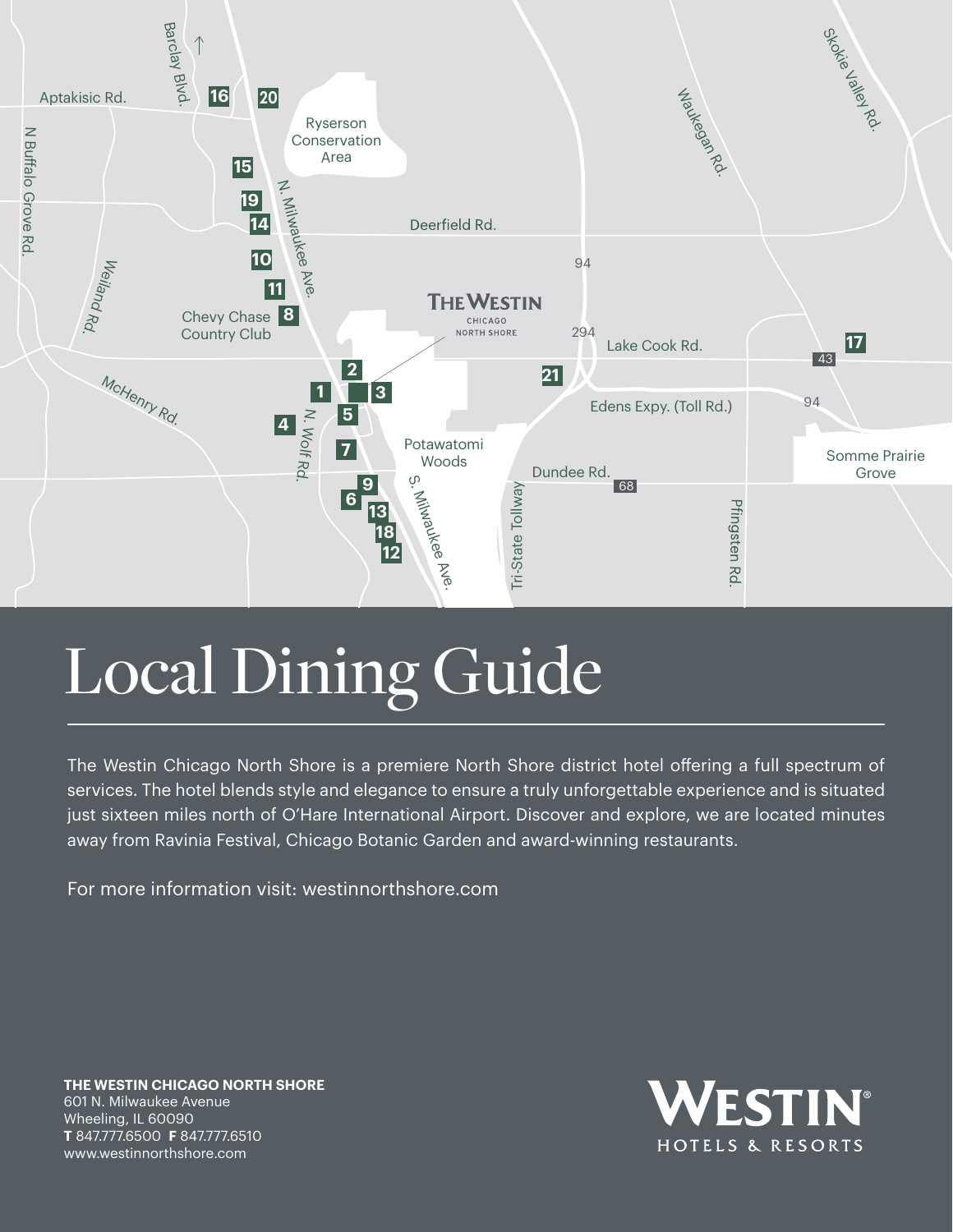# Local Dining Guide

The Westin Chicago North Shore is a premiere North Shore district hotel offering a full spectrum of services. The hotel blends style and elegance to ensure a truly unforgettable experience and is situated just sixteen miles north of O'Hare International Airport. Discover and explore, we are located minutes away from Ravinia Festival, Chicago Botanic Garden and award-winning restaurants.

For more information visit: westinnorthshore.com

**THE WESTIN CHICAGO NORTH SHORE**
601 N. Milwaukee Avenue
Wheeling, IL 60090
**T** 847.777.6500 **F** 847.777.6510
www.westinnorthshore.com

WESTIN® HOTELS & RESORTS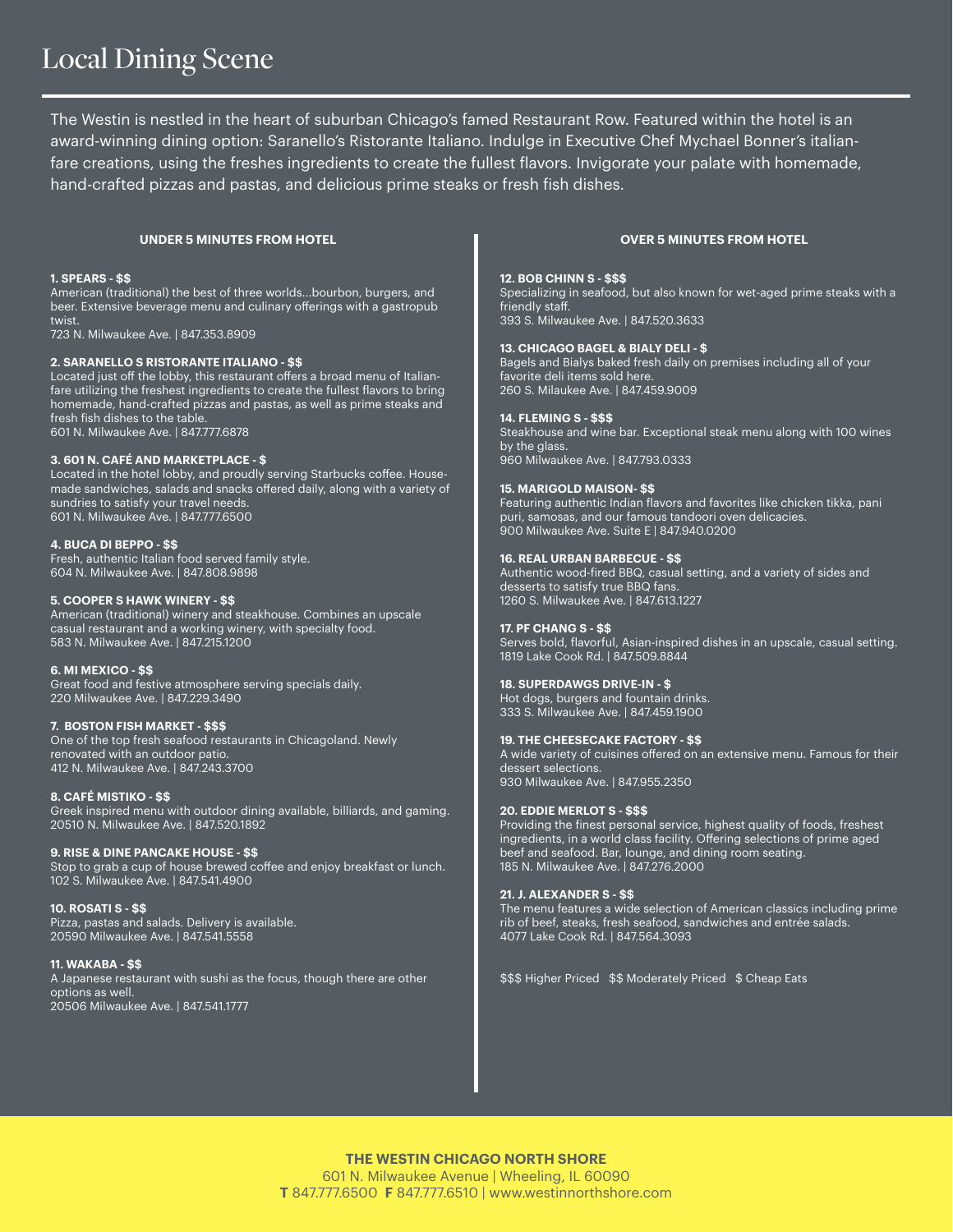# Local Dining Scene

The Westin is nestled in the heart of suburban Chicago's famed Restaurant Row. Featured within the hotel is an award-winning dining option: Saranello's Ristorante Italiano. Indulge in Executive Chef Mychael Bonner's italian-fare creations, using the freshes ingredients to create the fullest flavors. Invigorate your palate with homemade, hand-crafted pizzas and pastas, and delicious prime steaks or fresh fish dishes.

## UNDER 5 MINUTES FROM HOTEL

**1. SPEARS - $$**
American (traditional) the best of three worlds...bourbon, burgers, and beer. Extensive beverage menu and culinary offerings with a gastropub twist.
723 N. Milwaukee Ave. | 847.353.8909

**2. SARANELLO S RISTORANTE ITALIANO - $$**
Located just off the lobby, this restaurant offers a broad menu of Italian-fare utilizing the freshest ingredients to create the fullest flavors to bring homemade, hand-crafted pizzas and pastas, as well as prime steaks and fresh fish dishes to the table.
601 N. Milwaukee Ave. | 847.777.6878

**3. 601 N. CAFÉ AND MARKETPLACE - $**
Located in the hotel lobby, and proudly serving Starbucks coffee. House-made sandwiches, salads and snacks offered daily, along with a variety of sundries to satisfy your travel needs.
601 N. Milwaukee Ave. | 847.777.6500

**4. BUCA DI BEPPO - $$**
Fresh, authentic Italian food served family style.
604 N. Milwaukee Ave. | 847.808.9898

**5. COOPER S HAWK WINERY - $$**
American (traditional) winery and steakhouse. Combines an upscale casual restaurant and a working winery, with specialty food.
583 N. Milwaukee Ave. | 847.215.1200

**6. MI MEXICO - $$**
Great food and festive atmosphere serving specials daily.
220 Milwaukee Ave. | 847.229.3490

**7. BOSTON FISH MARKET - $$$**
One of the top fresh seafood restaurants in Chicagoland. Newly renovated with an outdoor patio.
412 N. Milwaukee Ave. | 847.243.3700

**8. CAFÉ MISTIKO - $$**
Greek inspired menu with outdoor dining available, billiards, and gaming.
20510 N. Milwaukee Ave. | 847.520.1892

**9. RISE & DINE PANCAKE HOUSE - $$**
Stop to grab a cup of house brewed coffee and enjoy breakfast or lunch.
102 S. Milwaukee Ave. | 847.541.4900

**10. ROSATI S - $$**
Pizza, pastas and salads. Delivery is available.
20590 Milwaukee Ave. | 847.541.5558

**11. WAKABA - $$**
A Japanese restaurant with sushi as the focus, though there are other options as well.
20506 Milwaukee Ave. | 847.541.1777

## OVER 5 MINUTES FROM HOTEL

**12. BOB CHINN S - $$$**
Specializing in seafood, but also known for wet-aged prime steaks with a friendly staff.
393 S. Milwaukee Ave. | 847.520.3633

**13. CHICAGO BAGEL & BIALY DELI - $**
Bagels and Bialys baked fresh daily on premises including all of your favorite deli items sold here.
260 S. Milaukee Ave. | 847.459.9009

**14. FLEMING S - $$$**
Steakhouse and wine bar. Exceptional steak menu along with 100 wines by the glass.
960 Milwaukee Ave. | 847.793.0333

**15. MARIGOLD MAISON- $$**
Featuring authentic Indian flavors and favorites like chicken tikka, pani puri, samosas, and our famous tandoori oven delicacies.
900 Milwaukee Ave. Suite E | 847.940.0200

**16. REAL URBAN BARBECUE - $$**
Authentic wood-fired BBQ, casual setting, and a variety of sides and desserts to satisfy true BBQ fans.
1260 S. Milwaukee Ave. | 847.613.1227

**17. PF CHANG S - $$**
Serves bold, flavorful, Asian-inspired dishes in an upscale, casual setting.
1819 Lake Cook Rd. | 847.509.8844

**18. SUPERDAWGS DRIVE-IN - $**
Hot dogs, burgers and fountain drinks.
333 S. Milwaukee Ave. | 847.459.1900

**19. THE CHEESECAKE FACTORY - $$**
A wide variety of cuisines offered on an extensive menu. Famous for their dessert selections.
930 Milwaukee Ave. | 847.955.2350

**20. EDDIE MERLOT S - $$$**
Providing the finest personal service, highest quality of foods, freshest ingredients, in a world class facility. Offering selections of prime aged beef and seafood. Bar, lounge, and dining room seating.
185 N. Milwaukee Ave. | 847.276.2000

**21. J. ALEXANDER S - $$**
The menu features a wide selection of American classics including prime rib of beef, steaks, fresh seafood, sandwiches and entrée salads.
4077 Lake Cook Rd. | 847.564.3093

$$$ Higher Priced   $$ Moderately Priced   $ Cheap Eats

**THE WESTIN CHICAGO NORTH SHORE**
601 N. Milwaukee Avenue | Wheeling, IL 60090
**T** 847.777.6500 **F** 847.777.6510 | www.westinnorthshore.com